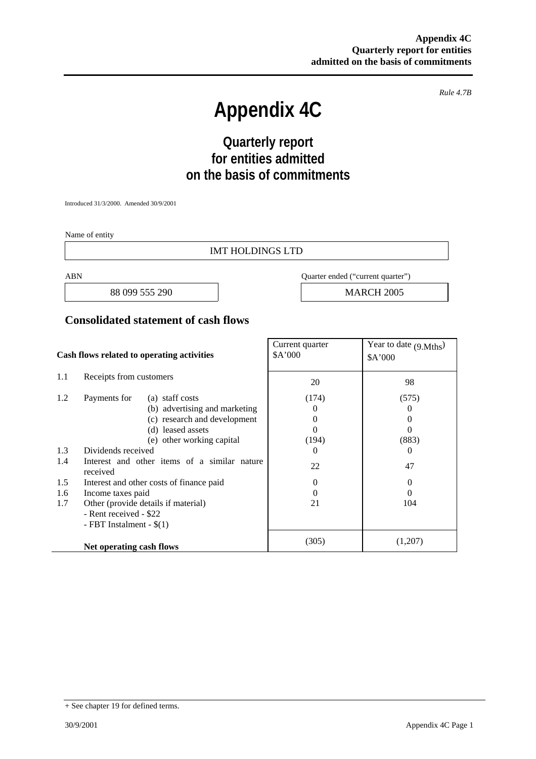*Rule 4.7B*

# Appendix 4C

## Quarterly report for entities admitted on the basis of commitments

Introduced 31/3/2000. Amended 30/9/2001

Name of entity

IMT HOLDINGS LTD

| ABN | Quarter ended ("current quarter") |
| --- | --- |
| 88 099 555 290 | MARCH 2005 |

## Consolidated statement of cash flows

| | Cash flows related to operating activities | Current quarter $A'000 | Year to date (9.Mths) $A'000 |
| --- | --- | --- | --- |
| 1.1 | Receipts from customers | 20 | 98 |
| 1.2 | Payments for (a) staff costs | (174) | (575) |
| | (b) advertising and marketing | 0 | 0 |
| | (c) research and development | 0 | 0 |
| | (d) leased assets | 0 | 0 |
| | (e) other working capital | (194) | (883) |
| 1.3 | Dividends received | 0 | 0 |
| 1.4 | Interest and other items of a similar nature received | 22 | 47 |
| 1.5 | Interest and other costs of finance paid | 0 | 0 |
| 1.6 | Income taxes paid | 0 | 0 |
| 1.7 | Other (provide details if material)<br>- Rent received - $22<br>- FBT Instalment - $(1) | 21 | 104 |
| | **Net operating cash flows** | (305) | (1,207) |

+ See chapter 19 for defined terms.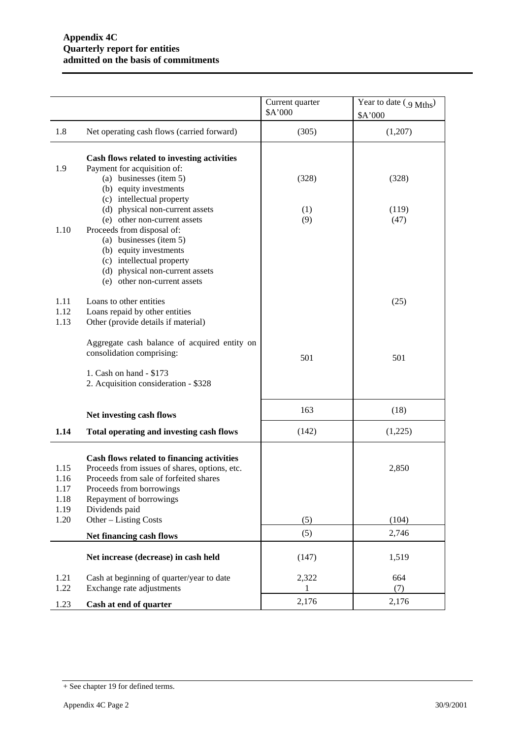**Appendix 4C**
**Quarterly report for entities admitted on the basis of commitments**

| | | Current quarter $A'000 | Year to date (.9 Mths) $A'000 |
|---|---|---|---|
| 1.8 | Net operating cash flows (carried forward) | (305) | (1,207) |
| | **Cash flows related to investing activities** | | |
| 1.9 | Payment for acquisition of: | | |
| | (a) businesses (item 5) | (328) | (328) |
| | (b) equity investments | | |
| | (c) intellectual property | | |
| | (d) physical non-current assets | (1) | (119) |
| | (e) other non-current assets | (9) | (47) |
| 1.10 | Proceeds from disposal of: | | |
| | (a) businesses (item 5) | | |
| | (b) equity investments | | |
| | (c) intellectual property | | |
| | (d) physical non-current assets | | |
| | (e) other non-current assets | | |
| 1.11 | Loans to other entities | | (25) |
| 1.12 | Loans repaid by other entities | | |
| 1.13 | Other (provide details if material) | | |
| | Aggregate cash balance of acquired entity on consolidation comprising:<br>1. Cash on hand - $173<br>2. Acquisition consideration - $328 | 501 | 501 |
| | **Net investing cash flows** | 163 | (18) |
| **1.14** | **Total operating and investing cash flows** | (142) | (1,225) |
| | **Cash flows related to financing activities** | | |
| 1.15 | Proceeds from issues of shares, options, etc. | | 2,850 |
| 1.16 | Proceeds from sale of forfeited shares | | |
| 1.17 | Proceeds from borrowings | | |
| 1.18 | Repayment of borrowings | | |
| 1.19 | Dividends paid | | |
| 1.20 | Other – Listing Costs | (5) | (104) |
| | **Net financing cash flows** | (5) | 2,746 |
| | **Net increase (decrease) in cash held** | (147) | 1,519 |
| 1.21 | Cash at beginning of quarter/year to date | 2,322 | 664 |
| 1.22 | Exchange rate adjustments | 1 | (7) |
| 1.23 | **Cash at end of quarter** | 2,176 | 2,176 |

+ See chapter 19 for defined terms.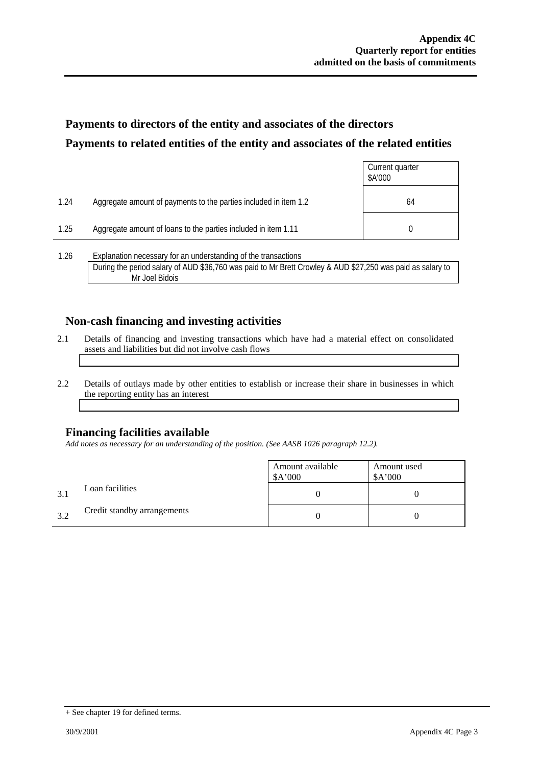## Payments to directors of the entity and associates of the directors

## Payments to related entities of the entity and associates of the related entities

| | | Current quarter $A'000 |
|---|---|---|
| 1.24 | Aggregate amount of payments to the parties included in item 1.2 | 64 |
| 1.25 | Aggregate amount of loans to the parties included in item 1.11 | 0 |

1.26 Explanation necessary for an understanding of the transactions

During the period salary of AUD $36,760 was paid to Mr Brett Crowley & AUD $27,250 was paid as salary to Mr Joel Bidois

## Non-cash financing and investing activities

2.1 Details of financing and investing transactions which have had a material effect on consolidated assets and liabilities but did not involve cash flows

2.2 Details of outlays made by other entities to establish or increase their share in businesses in which the reporting entity has an interest

## Financing facilities available

*Add notes as necessary for an understanding of the position. (See AASB 1026 paragraph 12.2).*

| | | Amount available $A'000 | Amount used $A'000 |
|---|---|---|---|
| 3.1 | Loan facilities | 0 | 0 |
| 3.2 | Credit standby arrangements | 0 | 0 |

+ See chapter 19 for defined terms.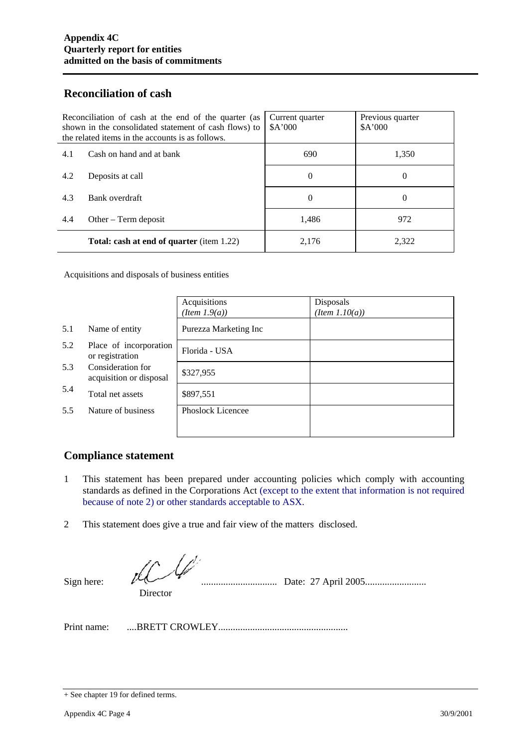**Appendix 4C**
**Quarterly report for entities**
**admitted on the basis of commitments**

## Reconciliation of cash

| Reconciliation of cash at the end of the quarter (as shown in the consolidated statement of cash flows) to the related items in the accounts is as follows. | | Current quarter $A'000 | Previous quarter $A'000 |
|---|---|---|---|
| 4.1 | Cash on hand and at bank | 690 | 1,350 |
| 4.2 | Deposits at call | 0 | 0 |
| 4.3 | Bank overdraft | 0 | 0 |
| 4.4 | Other – Term deposit | 1,486 | 972 |
| | **Total: cash at end of quarter** (item 1.22) | 2,176 | 2,322 |

Acquisitions and disposals of business entities

| | | Acquisitions *(Item 1.9(a))* | Disposals *(Item 1.10(a))* |
|---|---|---|---|
| 5.1 | Name of entity | Purezza Marketing Inc | |
| 5.2 | Place of incorporation or registration | Florida - USA | |
| 5.3 | Consideration for acquisition or disposal | $327,955 | |
| 5.4 | Total net assets | $897,551 | |
| 5.5 | Nature of business | Phoslock Licencee | |

## Compliance statement

1. This statement has been prepared under accounting policies which comply with accounting standards as defined in the Corporations Act (except to the extent that information is not required because of note 2) or other standards acceptable to ASX.

2. This statement does give a true and fair view of the matters disclosed.

Sign here: ............................... Date: 27 April 2005.........................
Director

Print name: ....BRETT CROWLEY....................................................

+ See chapter 19 for defined terms.